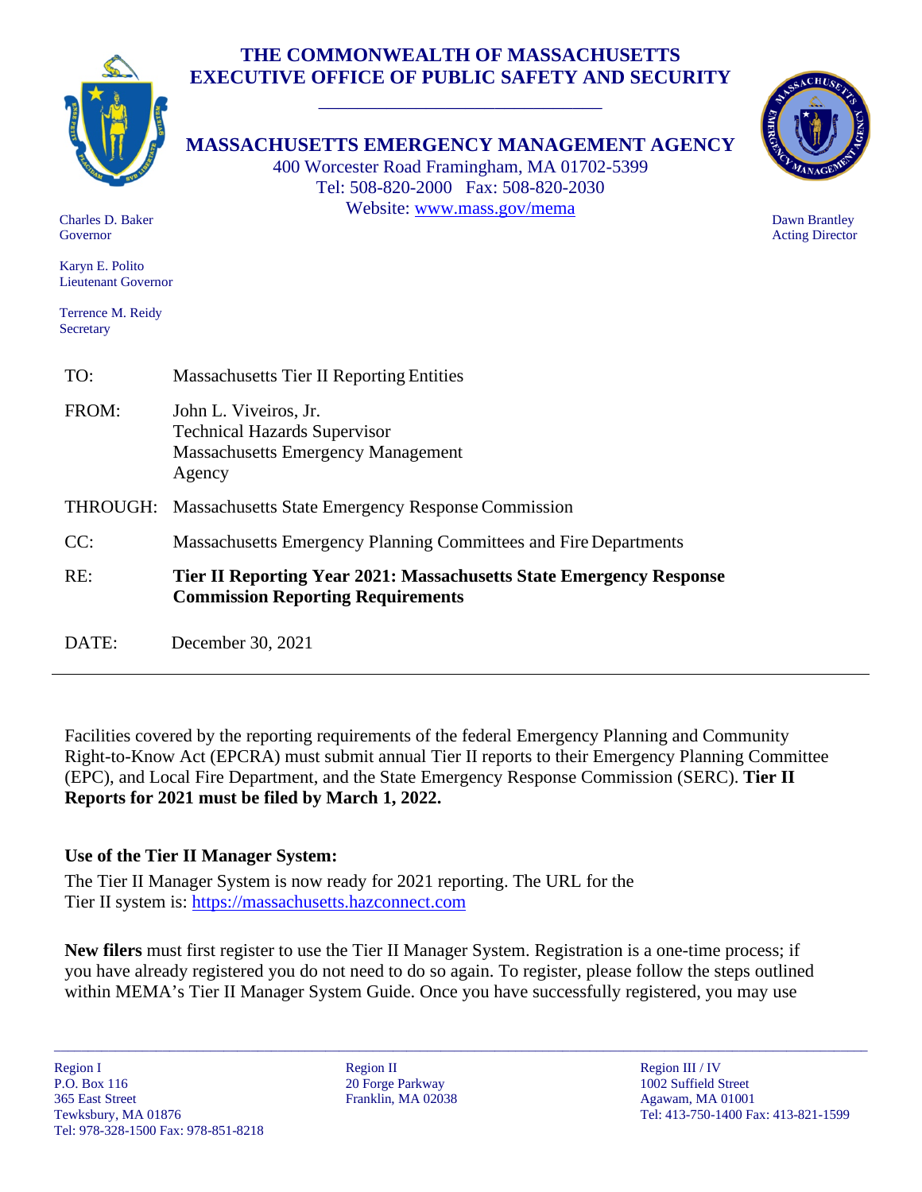# THE COMMONWEALTH OF MASSACHUSETTS
## EXECUTIVE OFFICE OF PUBLIC SAFETY AND SECURITY

## MASSACHUSETTS EMERGENCY MANAGEMENT AGENCY

400 Worcester Road Framingham, MA 01702-5399
Tel: 508-820-2000 Fax: 508-820-2030
Website: www.mass.gov/mema

Charles D. Baker
Governor

Karyn E. Polito
Lieutenant Governor

Terrence M. Reidy
Secretary

Dawn Brantley
Acting Director

| | |
|---|---|
| TO: | Massachusetts Tier II Reporting Entities |
| FROM: | John L. Viveiros, Jr.<br>Technical Hazards Supervisor<br>Massachusetts Emergency Management Agency |
| THROUGH: | Massachusetts State Emergency Response Commission |
| CC: | Massachusetts Emergency Planning Committees and Fire Departments |
| RE: | **Tier II Reporting Year 2021: Massachusetts State Emergency Response Commission Reporting Requirements** |
| DATE: | December 30, 2021 |

---

Facilities covered by the reporting requirements of the federal Emergency Planning and Community Right-to-Know Act (EPCRA) must submit annual Tier II reports to their Emergency Planning Committee (EPC), and Local Fire Department, and the State Emergency Response Commission (SERC). **Tier II Reports for 2021 must be filed by March 1, 2022.**

**Use of the Tier II Manager System:**

The Tier II Manager System is now ready for 2021 reporting. The URL for the Tier II system is: https://massachusetts.hazconnect.com

**New filers** must first register to use the Tier II Manager System. Registration is a one-time process; if you have already registered you do not need to do so again. To register, please follow the steps outlined within MEMA's Tier II Manager System Guide. Once you have successfully registered, you may use

---

Region I
P.O. Box 116
365 East Street
Tewksbury, MA 01876
Tel: 978-328-1500 Fax: 978-851-8218

Region II
20 Forge Parkway
Franklin, MA 02038

Region III / IV
1002 Suffield Street
Agawam, MA 01001
Tel: 413-750-1400 Fax: 413-821-1599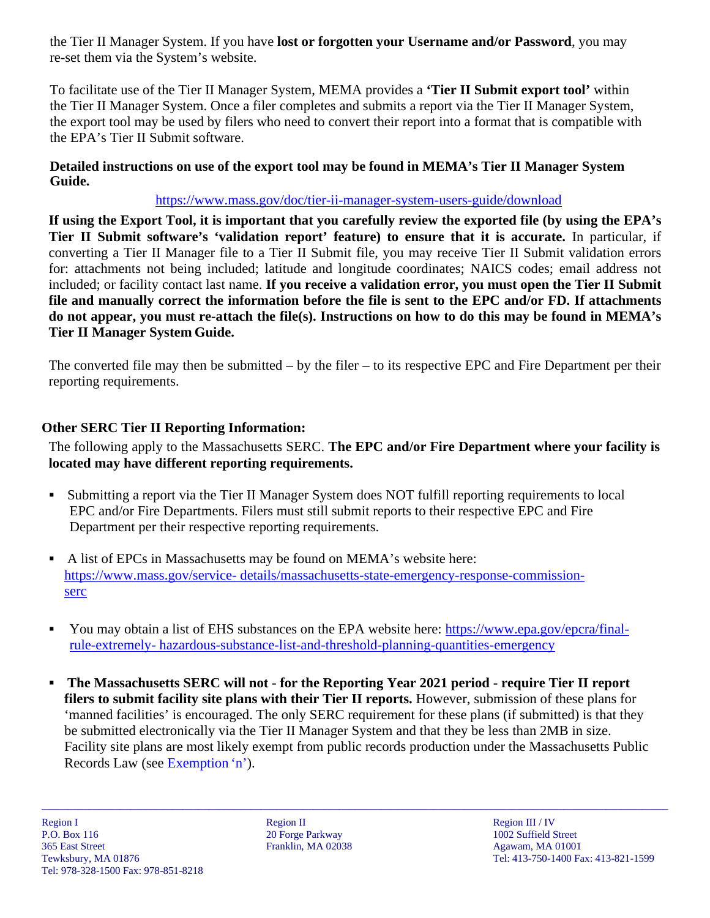the Tier II Manager System. If you have **lost or forgotten your Username and/or Password**, you may re-set them via the System's website.

To facilitate use of the Tier II Manager System, MEMA provides a **'Tier II Submit export tool'** within the Tier II Manager System. Once a filer completes and submits a report via the Tier II Manager System, the export tool may be used by filers who need to convert their report into a format that is compatible with the EPA's Tier II Submit software.

**Detailed instructions on use of the export tool may be found in MEMA's Tier II Manager System Guide.**

https://www.mass.gov/doc/tier-ii-manager-system-users-guide/download

**If using the Export Tool, it is important that you carefully review the exported file (by using the EPA's Tier II Submit software's 'validation report' feature) to ensure that it is accurate.** In particular, if converting a Tier II Manager file to a Tier II Submit file, you may receive Tier II Submit validation errors for: attachments not being included; latitude and longitude coordinates; NAICS codes; email address not included; or facility contact last name. **If you receive a validation error, you must open the Tier II Submit file and manually correct the information before the file is sent to the EPC and/or FD. If attachments do not appear, you must re-attach the file(s). Instructions on how to do this may be found in MEMA's Tier II Manager System Guide.**

The converted file may then be submitted – by the filer – to its respective EPC and Fire Department per their reporting requirements.

## Other SERC Tier II Reporting Information:

The following apply to the Massachusetts SERC. **The EPC and/or Fire Department where your facility is located may have different reporting requirements.**

- Submitting a report via the Tier II Manager System does NOT fulfill reporting requirements to local EPC and/or Fire Departments. Filers must still submit reports to their respective EPC and Fire Department per their respective reporting requirements.

- A list of EPCs in Massachusetts may be found on MEMA's website here: https://www.mass.gov/service-details/massachusetts-state-emergency-response-commission-serc

- You may obtain a list of EHS substances on the EPA website here: https://www.epa.gov/epcra/final-rule-extremely-hazardous-substance-list-and-threshold-planning-quantities-emergency

- **The Massachusetts SERC will not - for the Reporting Year 2021 period - require Tier II report filers to submit facility site plans with their Tier II reports.** However, submission of these plans for 'manned facilities' is encouraged. The only SERC requirement for these plans (if submitted) is that they be submitted electronically via the Tier II Manager System and that they be less than 2MB in size. Facility site plans are most likely exempt from public records production under the Massachusetts Public Records Law (see Exemption 'n').

Region I
P.O. Box 116
365 East Street
Tewksbury, MA 01876
Tel: 978-328-1500 Fax: 978-851-8218

Region II
20 Forge Parkway
Franklin, MA 02038

Region III / IV
1002 Suffield Street
Agawam, MA 01001
Tel: 413-750-1400 Fax: 413-821-1599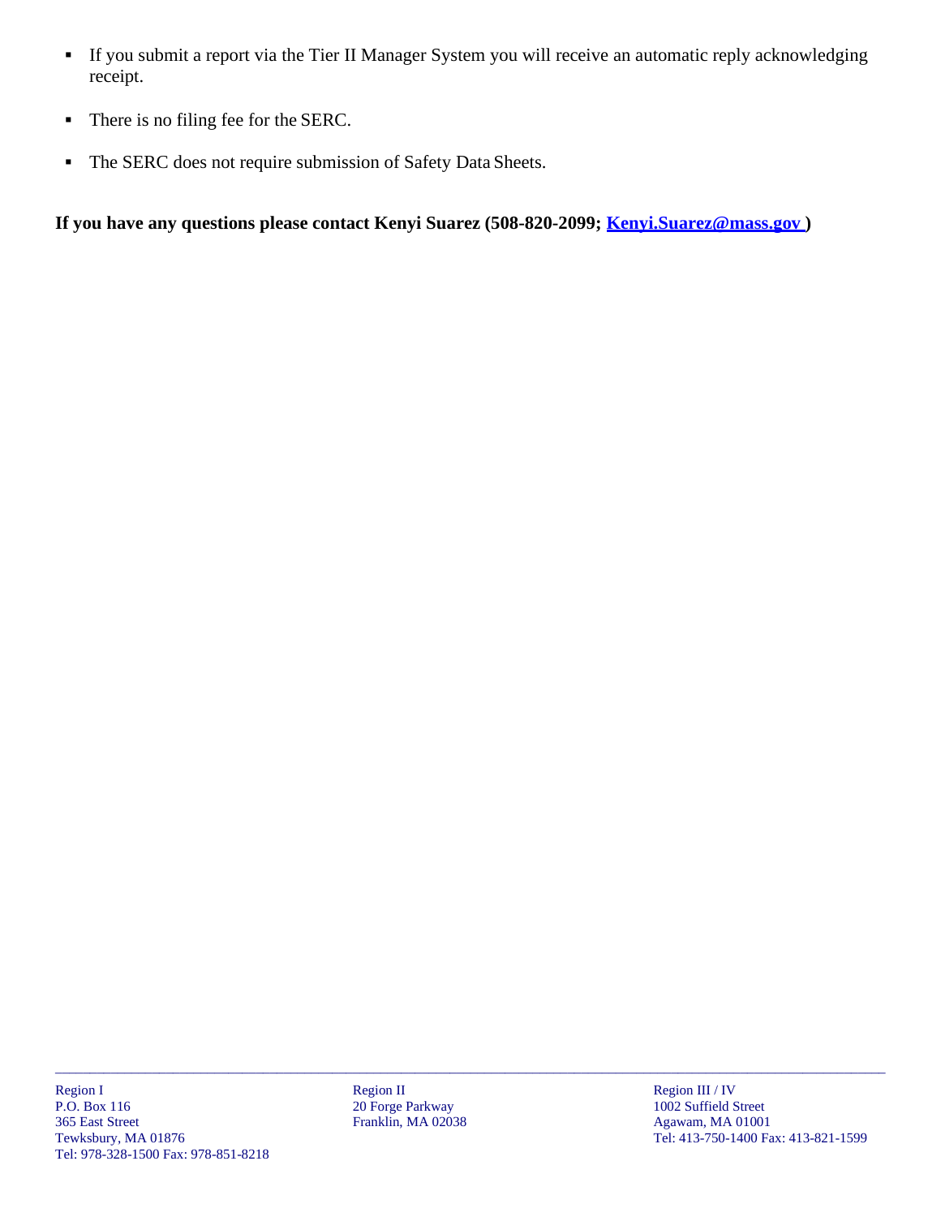- If you submit a report via the Tier II Manager System you will receive an automatic reply acknowledging receipt.

- There is no filing fee for the SERC.

- The SERC does not require submission of Safety Data Sheets.

**If you have any questions please contact Kenyi Suarez (508-820-2099; Kenyi.Suarez@mass.gov )**